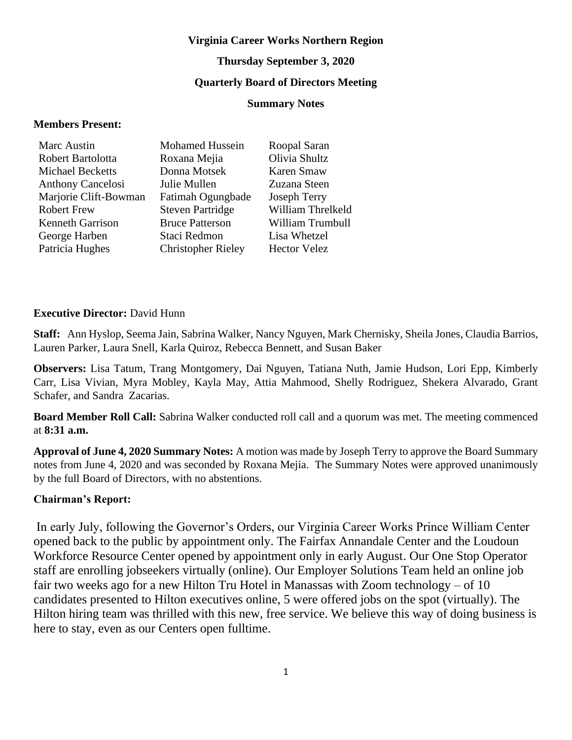**Virginia Career Works Northern Region**

**Thursday September 3, 2020**

**Quarterly Board of Directors Meeting**

**Summary Notes**

**Members Present:**

| | | |
|---|---|---|
| Marc Austin | Mohamed Hussein | Roopal Saran |
| Robert Bartolotta | Roxana Mejia | Olivia Shultz |
| Michael Becketts | Donna Motsek | Karen Smaw |
| Anthony Cancelosi | Julie Mullen | Zuzana Steen |
| Marjorie Clift-Bowman | Fatimah Ogungbade | Joseph Terry |
| Robert Frew | Steven Partridge | William Threlkeld |
| Kenneth Garrison | Bruce Patterson | William Trumbull |
| George Harben | Staci Redmon | Lisa Whetzel |
| Patricia Hughes | Christopher Rieley | Hector Velez |

**Executive Director:** David Hunn

**Staff:** Ann Hyslop, Seema Jain, Sabrina Walker, Nancy Nguyen, Mark Chernisky, Sheila Jones, Claudia Barrios, Lauren Parker, Laura Snell, Karla Quiroz, Rebecca Bennett, and Susan Baker

**Observers:** Lisa Tatum, Trang Montgomery, Dai Nguyen, Tatiana Nuth, Jamie Hudson, Lori Epp, Kimberly Carr, Lisa Vivian, Myra Mobley, Kayla May, Attia Mahmood, Shelly Rodriguez, Shekera Alvarado, Grant Schafer, and Sandra Zacarias.

**Board Member Roll Call:** Sabrina Walker conducted roll call and a quorum was met. The meeting commenced at **8:31 a.m.**

**Approval of June 4, 2020 Summary Notes:** A motion was made by Joseph Terry to approve the Board Summary notes from June 4, 2020 and was seconded by Roxana Mejia. The Summary Notes were approved unanimously by the full Board of Directors, with no abstentions.

**Chairman's Report:**

In early July, following the Governor's Orders, our Virginia Career Works Prince William Center opened back to the public by appointment only. The Fairfax Annandale Center and the Loudoun Workforce Resource Center opened by appointment only in early August. Our One Stop Operator staff are enrolling jobseekers virtually (online). Our Employer Solutions Team held an online job fair two weeks ago for a new Hilton Tru Hotel in Manassas with Zoom technology – of 10 candidates presented to Hilton executives online, 5 were offered jobs on the spot (virtually). The Hilton hiring team was thrilled with this new, free service. We believe this way of doing business is here to stay, even as our Centers open fulltime.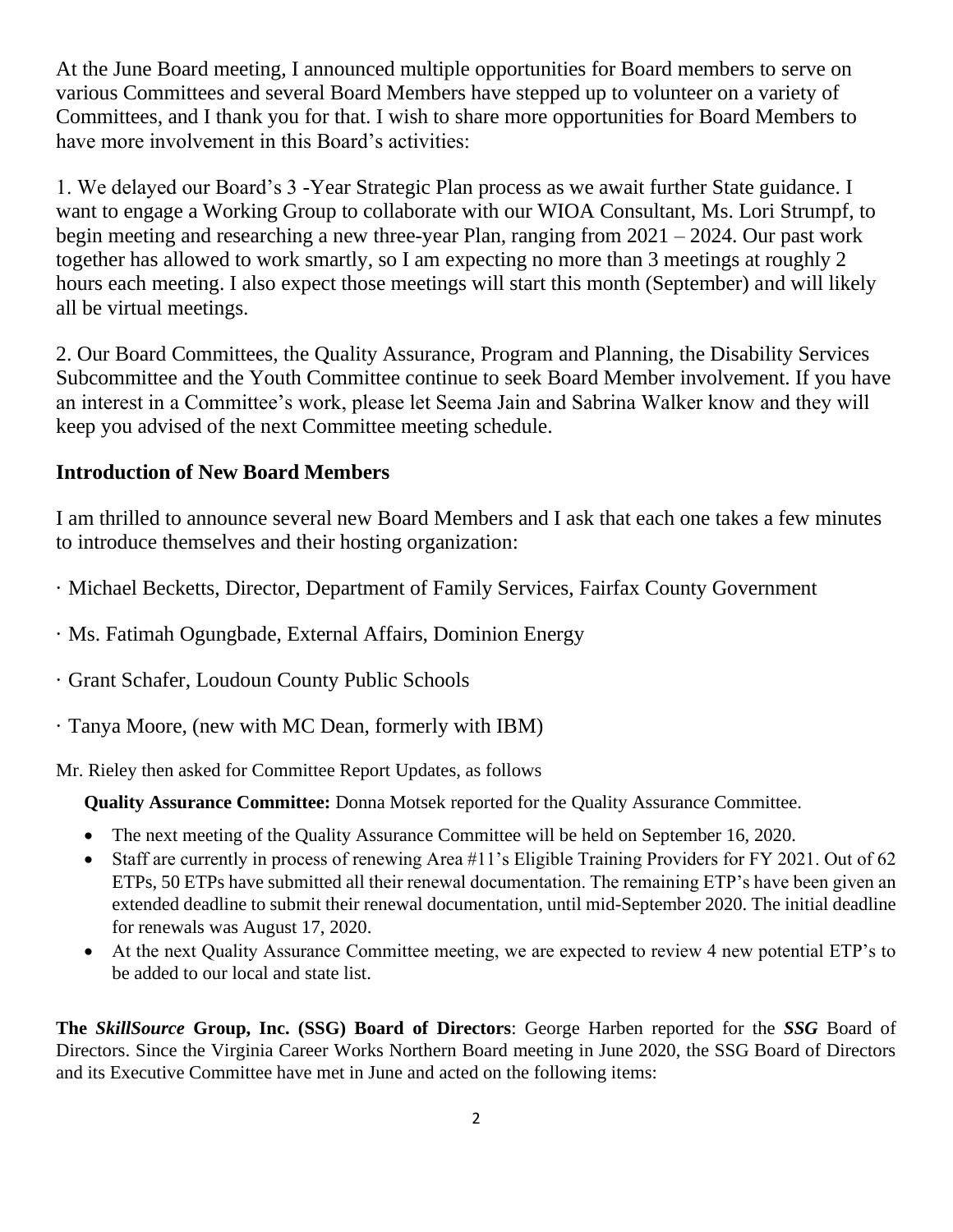At the June Board meeting, I announced multiple opportunities for Board members to serve on various Committees and several Board Members have stepped up to volunteer on a variety of Committees, and I thank you for that. I wish to share more opportunities for Board Members to have more involvement in this Board's activities:

1. We delayed our Board's 3 -Year Strategic Plan process as we await further State guidance. I want to engage a Working Group to collaborate with our WIOA Consultant, Ms. Lori Strumpf, to begin meeting and researching a new three-year Plan, ranging from 2021 – 2024. Our past work together has allowed to work smartly, so I am expecting no more than 3 meetings at roughly 2 hours each meeting. I also expect those meetings will start this month (September) and will likely all be virtual meetings.

2. Our Board Committees, the Quality Assurance, Program and Planning, the Disability Services Subcommittee and the Youth Committee continue to seek Board Member involvement. If you have an interest in a Committee's work, please let Seema Jain and Sabrina Walker know and they will keep you advised of the next Committee meeting schedule.

### Introduction of New Board Members

I am thrilled to announce several new Board Members and I ask that each one takes a few minutes to introduce themselves and their hosting organization:

· Michael Becketts, Director, Department of Family Services, Fairfax County Government

· Ms. Fatimah Ogungbade, External Affairs, Dominion Energy

· Grant Schafer, Loudoun County Public Schools

· Tanya Moore, (new with MC Dean, formerly with IBM)

Mr. Rieley then asked for Committee Report Updates, as follows

**Quality Assurance Committee:** Donna Motsek reported for the Quality Assurance Committee.

- The next meeting of the Quality Assurance Committee will be held on September 16, 2020.
- Staff are currently in process of renewing Area #11's Eligible Training Providers for FY 2021. Out of 62 ETPs, 50 ETPs have submitted all their renewal documentation. The remaining ETP's have been given an extended deadline to submit their renewal documentation, until mid-September 2020. The initial deadline for renewals was August 17, 2020.
- At the next Quality Assurance Committee meeting, we are expected to review 4 new potential ETP's to be added to our local and state list.

**The *SkillSource* Group, Inc. (SSG) Board of Directors**: George Harben reported for the ***SSG*** Board of Directors. Since the Virginia Career Works Northern Board meeting in June 2020, the SSG Board of Directors and its Executive Committee have met in June and acted on the following items: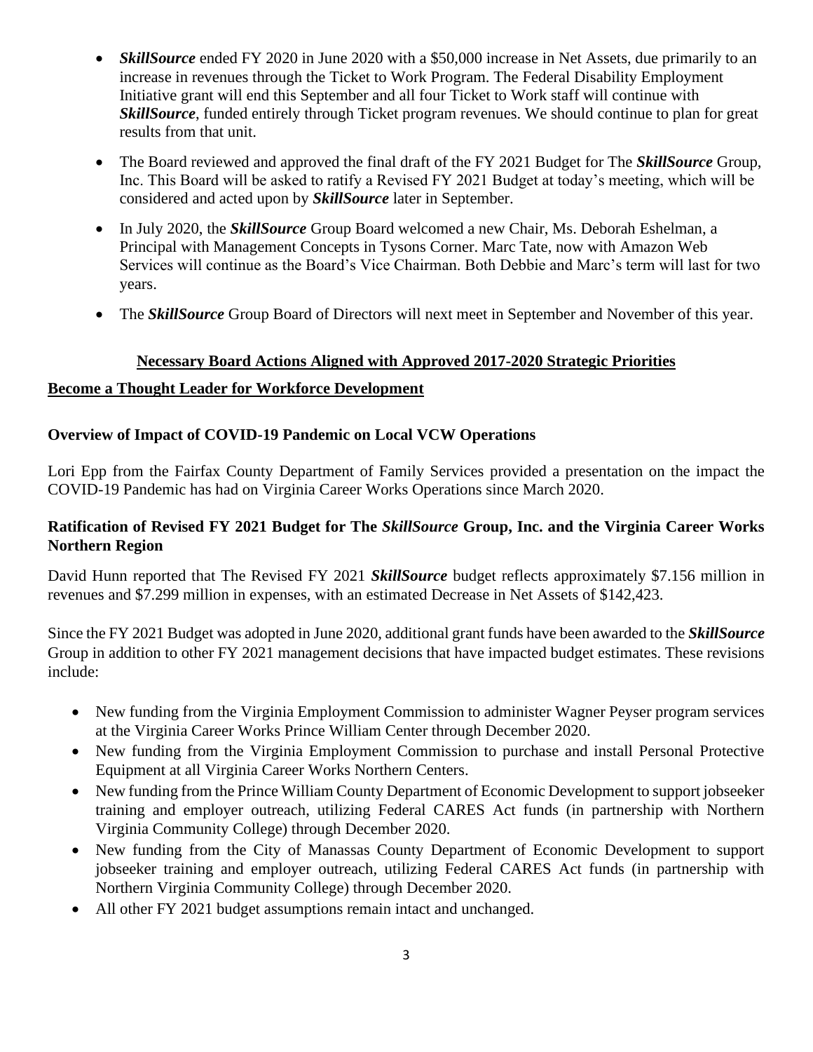- ***SkillSource*** ended FY 2020 in June 2020 with a $50,000 increase in Net Assets, due primarily to an increase in revenues through the Ticket to Work Program. The Federal Disability Employment Initiative grant will end this September and all four Ticket to Work staff will continue with ***SkillSource***, funded entirely through Ticket program revenues. We should continue to plan for great results from that unit.

- The Board reviewed and approved the final draft of the FY 2021 Budget for The ***SkillSource*** Group, Inc. This Board will be asked to ratify a Revised FY 2021 Budget at today's meeting, which will be considered and acted upon by ***SkillSource*** later in September.

- In July 2020, the ***SkillSource*** Group Board welcomed a new Chair, Ms. Deborah Eshelman, a Principal with Management Concepts in Tysons Corner. Marc Tate, now with Amazon Web Services will continue as the Board's Vice Chairman. Both Debbie and Marc's term will last for two years.

- The ***SkillSource*** Group Board of Directors will next meet in September and November of this year.

**<u>Necessary Board Actions Aligned with Approved 2017-2020 Strategic Priorities</u>**

**<u>Become a Thought Leader for Workforce Development</u>**

**Overview of Impact of COVID-19 Pandemic on Local VCW Operations**

Lori Epp from the Fairfax County Department of Family Services provided a presentation on the impact the COVID-19 Pandemic has had on Virginia Career Works Operations since March 2020.

**Ratification of Revised FY 2021 Budget for The *SkillSource* Group, Inc. and the Virginia Career Works Northern Region**

David Hunn reported that The Revised FY 2021 ***SkillSource*** budget reflects approximately $7.156 million in revenues and $7.299 million in expenses, with an estimated Decrease in Net Assets of $142,423.

Since the FY 2021 Budget was adopted in June 2020, additional grant funds have been awarded to the ***SkillSource*** Group in addition to other FY 2021 management decisions that have impacted budget estimates. These revisions include:

- New funding from the Virginia Employment Commission to administer Wagner Peyser program services at the Virginia Career Works Prince William Center through December 2020.
- New funding from the Virginia Employment Commission to purchase and install Personal Protective Equipment at all Virginia Career Works Northern Centers.
- New funding from the Prince William County Department of Economic Development to support jobseeker training and employer outreach, utilizing Federal CARES Act funds (in partnership with Northern Virginia Community College) through December 2020.
- New funding from the City of Manassas County Department of Economic Development to support jobseeker training and employer outreach, utilizing Federal CARES Act funds (in partnership with Northern Virginia Community College) through December 2020.
- All other FY 2021 budget assumptions remain intact and unchanged.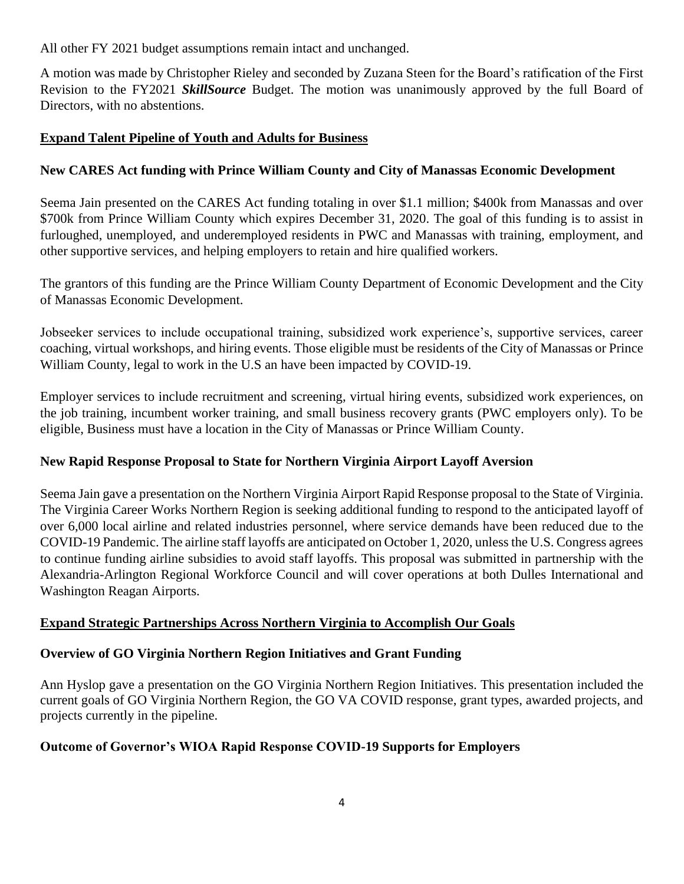All other FY 2021 budget assumptions remain intact and unchanged.

A motion was made by Christopher Rieley and seconded by Zuzana Steen for the Board's ratification of the First Revision to the FY2021 ***SkillSource*** Budget. The motion was unanimously approved by the full Board of Directors, with no abstentions.

## Expand Talent Pipeline of Youth and Adults for Business

### New CARES Act funding with Prince William County and City of Manassas Economic Development

Seema Jain presented on the CARES Act funding totaling in over $1.1 million; $400k from Manassas and over $700k from Prince William County which expires December 31, 2020. The goal of this funding is to assist in furloughed, unemployed, and underemployed residents in PWC and Manassas with training, employment, and other supportive services, and helping employers to retain and hire qualified workers.

The grantors of this funding are the Prince William County Department of Economic Development and the City of Manassas Economic Development.

Jobseeker services to include occupational training, subsidized work experience's, supportive services, career coaching, virtual workshops, and hiring events. Those eligible must be residents of the City of Manassas or Prince William County, legal to work in the U.S an have been impacted by COVID-19.

Employer services to include recruitment and screening, virtual hiring events, subsidized work experiences, on the job training, incumbent worker training, and small business recovery grants (PWC employers only). To be eligible, Business must have a location in the City of Manassas or Prince William County.

### New Rapid Response Proposal to State for Northern Virginia Airport Layoff Aversion

Seema Jain gave a presentation on the Northern Virginia Airport Rapid Response proposal to the State of Virginia. The Virginia Career Works Northern Region is seeking additional funding to respond to the anticipated layoff of over 6,000 local airline and related industries personnel, where service demands have been reduced due to the COVID-19 Pandemic. The airline staff layoffs are anticipated on October 1, 2020, unless the U.S. Congress agrees to continue funding airline subsidies to avoid staff layoffs. This proposal was submitted in partnership with the Alexandria-Arlington Regional Workforce Council and will cover operations at both Dulles International and Washington Reagan Airports.

## Expand Strategic Partnerships Across Northern Virginia to Accomplish Our Goals

### Overview of GO Virginia Northern Region Initiatives and Grant Funding

Ann Hyslop gave a presentation on the GO Virginia Northern Region Initiatives. This presentation included the current goals of GO Virginia Northern Region, the GO VA COVID response, grant types, awarded projects, and projects currently in the pipeline.

### Outcome of Governor's WIOA Rapid Response COVID-19 Supports for Employers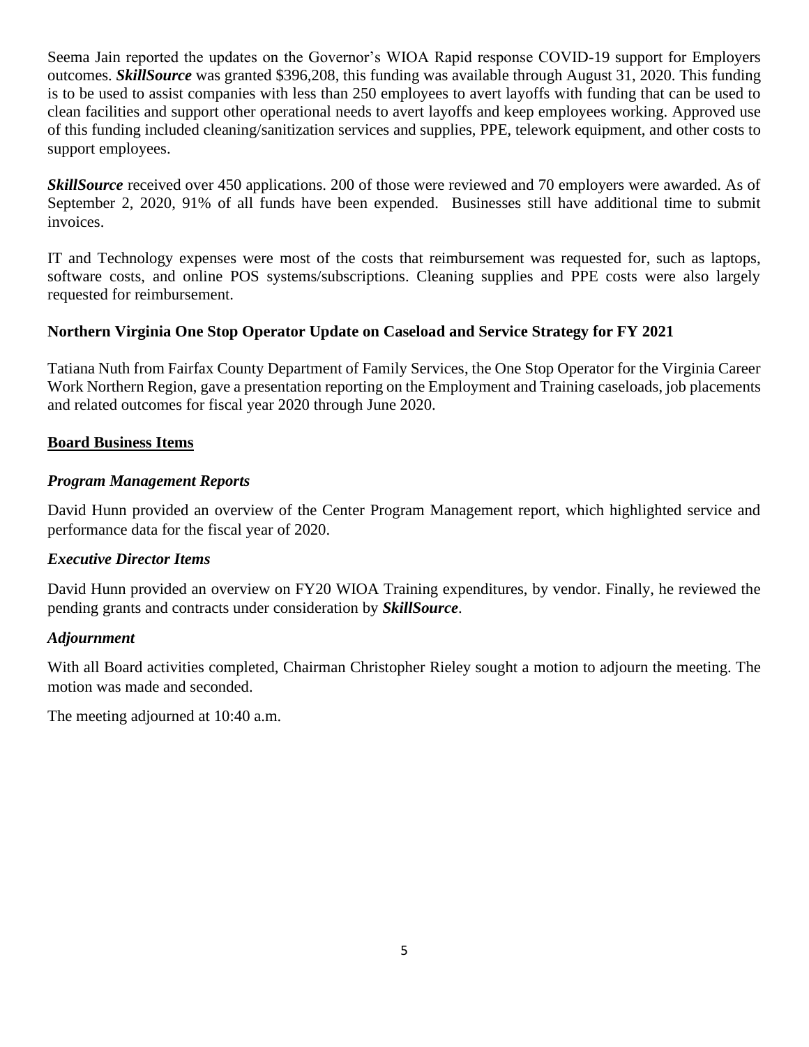Seema Jain reported the updates on the Governor's WIOA Rapid response COVID-19 support for Employers outcomes. ***SkillSource*** was granted $396,208, this funding was available through August 31, 2020. This funding is to be used to assist companies with less than 250 employees to avert layoffs with funding that can be used to clean facilities and support other operational needs to avert layoffs and keep employees working. Approved use of this funding included cleaning/sanitization services and supplies, PPE, telework equipment, and other costs to support employees.

***SkillSource*** received over 450 applications. 200 of those were reviewed and 70 employers were awarded. As of September 2, 2020, 91% of all funds have been expended. Businesses still have additional time to submit invoices.

IT and Technology expenses were most of the costs that reimbursement was requested for, such as laptops, software costs, and online POS systems/subscriptions. Cleaning supplies and PPE costs were also largely requested for reimbursement.

**Northern Virginia One Stop Operator Update on Caseload and Service Strategy for FY 2021**

Tatiana Nuth from Fairfax County Department of Family Services, the One Stop Operator for the Virginia Career Work Northern Region, gave a presentation reporting on the Employment and Training caseloads, job placements and related outcomes for fiscal year 2020 through June 2020.

## Board Business Items

### *Program Management Reports*

David Hunn provided an overview of the Center Program Management report, which highlighted service and performance data for the fiscal year of 2020.

### *Executive Director Items*

David Hunn provided an overview on FY20 WIOA Training expenditures, by vendor. Finally, he reviewed the pending grants and contracts under consideration by ***SkillSource***.

### *Adjournment*

With all Board activities completed, Chairman Christopher Rieley sought a motion to adjourn the meeting. The motion was made and seconded.

The meeting adjourned at 10:40 a.m.